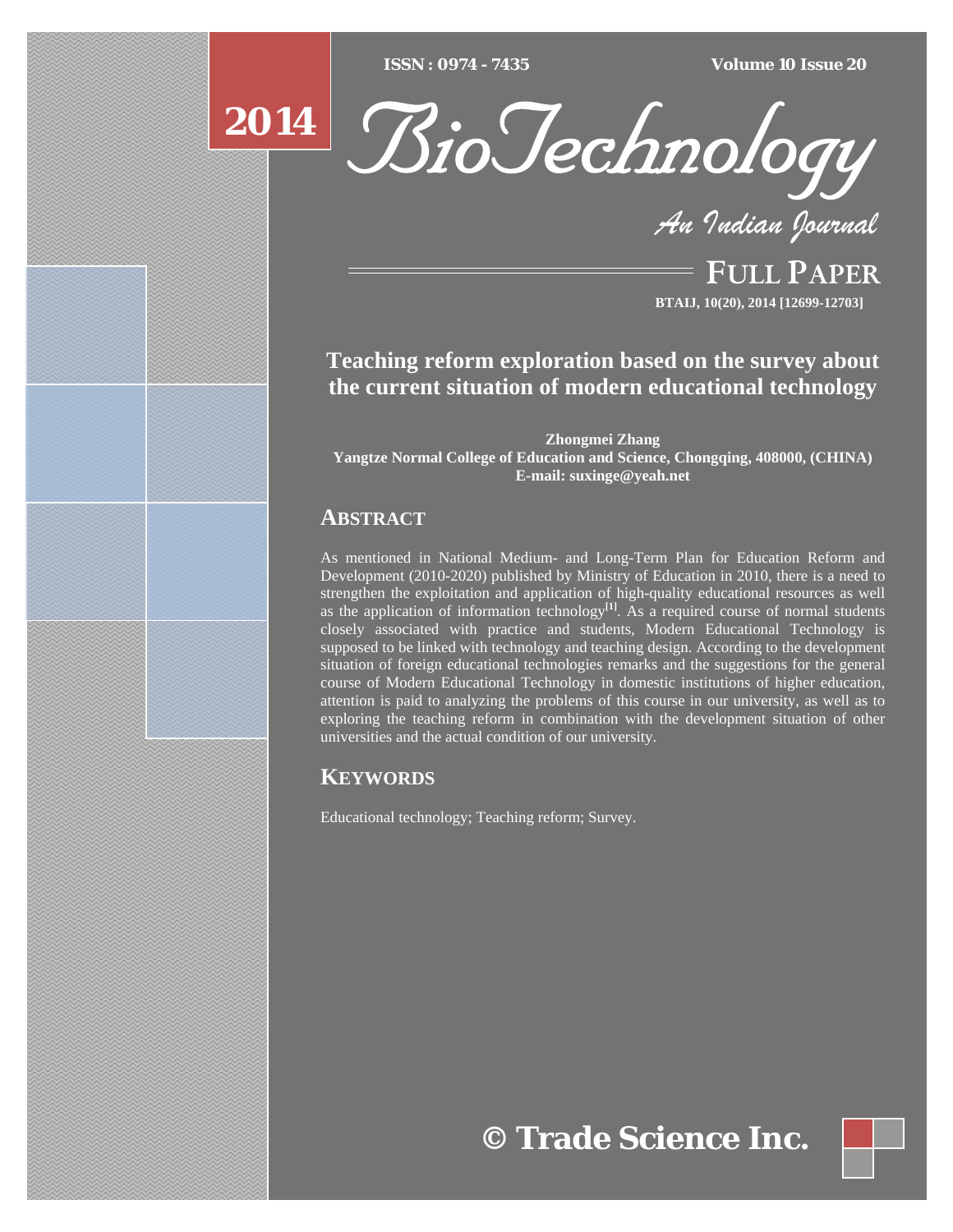# Teaching reform exploration based on the survey about the current situation of modern educational technology

**Zhongmei Zhang**
**Yangtze Normal College of Education and Science, Chongqing, 408000, (CHINA)**
**E-mail: suxinge@yeah.net**

## ABSTRACT

As mentioned in National Medium- and Long-Term Plan for Education Reform and Development (2010-2020) published by Ministry of Education in 2010, there is a need to strengthen the exploitation and application of high-quality educational resources as well as the application of information technology[1]. As a required course of normal students closely associated with practice and students, Modern Educational Technology is supposed to be linked with technology and teaching design. According to the development situation of foreign educational technologies remarks and the suggestions for the general course of Modern Educational Technology in domestic institutions of higher education, attention is paid to analyzing the problems of this course in our university, as well as to exploring the teaching reform in combination with the development situation of other universities and the actual condition of our university.

## KEYWORDS

Educational technology; Teaching reform; Survey.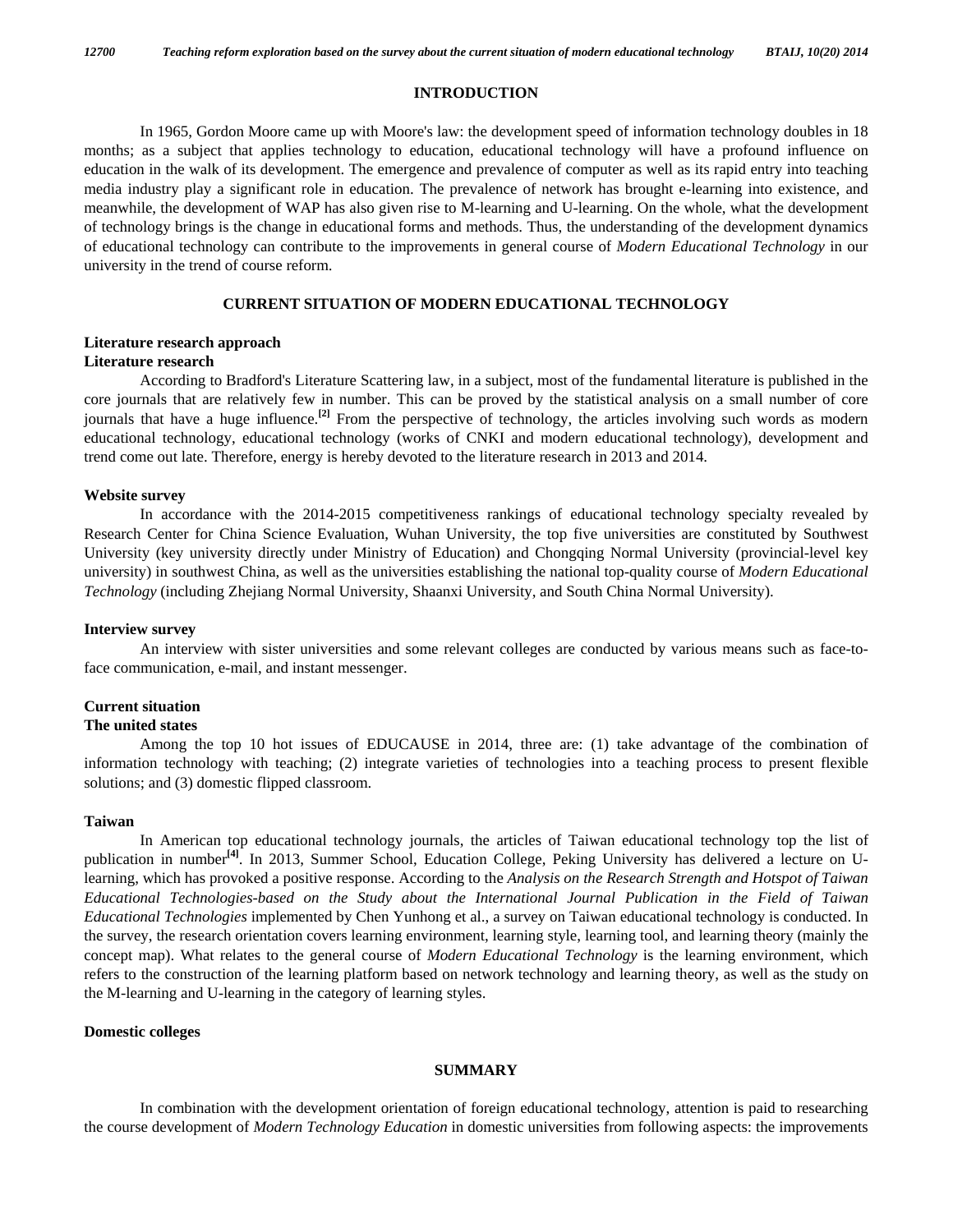## INTRODUCTION

In 1965, Gordon Moore came up with Moore's law: the development speed of information technology doubles in 18 months; as a subject that applies technology to education, educational technology will have a profound influence on education in the walk of its development. The emergence and prevalence of computer as well as its rapid entry into teaching media industry play a significant role in education. The prevalence of network has brought e-learning into existence, and meanwhile, the development of WAP has also given rise to M-learning and U-learning. On the whole, what the development of technology brings is the change in educational forms and methods. Thus, the understanding of the development dynamics of educational technology can contribute to the improvements in general course of *Modern Educational Technology* in our university in the trend of course reform.

## CURRENT SITUATION OF MODERN EDUCATIONAL TECHNOLOGY

### Literature research approach

#### Literature research

According to Bradford's Literature Scattering law, in a subject, most of the fundamental literature is published in the core journals that are relatively few in number. This can be proved by the statistical analysis on a small number of core journals that have a huge influence.[2] From the perspective of technology, the articles involving such words as modern educational technology, educational technology (works of CNKI and modern educational technology), development and trend come out late. Therefore, energy is hereby devoted to the literature research in 2013 and 2014.

#### Website survey

In accordance with the 2014-2015 competitiveness rankings of educational technology specialty revealed by Research Center for China Science Evaluation, Wuhan University, the top five universities are constituted by Southwest University (key university directly under Ministry of Education) and Chongqing Normal University (provincial-level key university) in southwest China, as well as the universities establishing the national top-quality course of *Modern Educational Technology* (including Zhejiang Normal University, Shaanxi University, and South China Normal University).

#### Interview survey

An interview with sister universities and some relevant colleges are conducted by various means such as face-to-face communication, e-mail, and instant messenger.

### Current situation

#### The united states

Among the top 10 hot issues of EDUCAUSE in 2014, three are: (1) take advantage of the combination of information technology with teaching; (2) integrate varieties of technologies into a teaching process to present flexible solutions; and (3) domestic flipped classroom.

#### Taiwan

In American top educational technology journals, the articles of Taiwan educational technology top the list of publication in number[4]. In 2013, Summer School, Education College, Peking University has delivered a lecture on U-learning, which has provoked a positive response. According to the *Analysis on the Research Strength and Hotspot of Taiwan Educational Technologies-based on the Study about the International Journal Publication in the Field of Taiwan Educational Technologies* implemented by Chen Yunhong et al., a survey on Taiwan educational technology is conducted. In the survey, the research orientation covers learning environment, learning style, learning tool, and learning theory (mainly the concept map). What relates to the general course of *Modern Educational Technology* is the learning environment, which refers to the construction of the learning platform based on network technology and learning theory, as well as the study on the M-learning and U-learning in the category of learning styles.

#### Domestic colleges

## SUMMARY

In combination with the development orientation of foreign educational technology, attention is paid to researching the course development of *Modern Technology Education* in domestic universities from following aspects: the improvements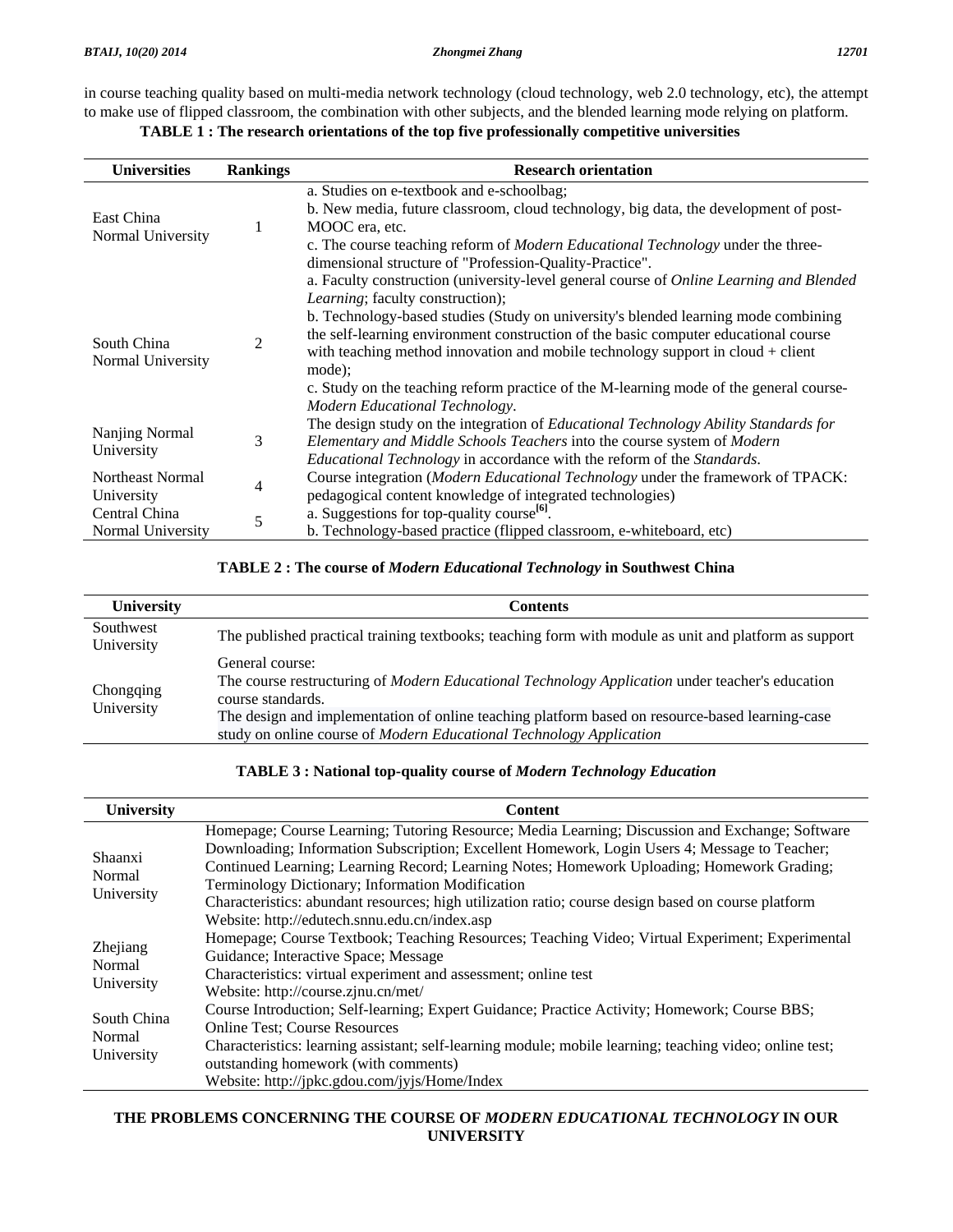in course teaching quality based on multi-media network technology (cloud technology, web 2.0 technology, etc), the attempt to make use of flipped classroom, the combination with other subjects, and the blended learning mode relying on platform.

**TABLE 1 : The research orientations of the top five professionally competitive universities**

| Universities | Rankings | Research orientation |
|---|---|---|
| East China Normal University | 1 | a. Studies on e-textbook and e-schoolbag;<br>b. New media, future classroom, cloud technology, big data, the development of post-MOOC era, etc.<br>c. The course teaching reform of *Modern Educational Technology* under the three-dimensional structure of "Profession-Quality-Practice". |
| South China Normal University | 2 | a. Faculty construction (university-level general course of *Online Learning and Blended Learning*; faculty construction);<br>b. Technology-based studies (Study on university's blended learning mode combining the self-learning environment construction of the basic computer educational course with teaching method innovation and mobile technology support in cloud + client mode);<br>c. Study on the teaching reform practice of the M-learning mode of the general course-*Modern Educational Technology*. |
| Nanjing Normal University | 3 | The design study on the integration of *Educational Technology Ability Standards for Elementary and Middle Schools Teachers* into the course system of *Modern Educational Technology* in accordance with the reform of the *Standards*. |
| Northeast Normal University | 4 | Course integration (*Modern Educational Technology* under the framework of TPACK: pedagogical content knowledge of integrated technologies) |
| Central China Normal University | 5 | a. Suggestions for top-quality course[6].<br>b. Technology-based practice (flipped classroom, e-whiteboard, etc) |

**TABLE 2 : The course of *Modern Educational Technology* in Southwest China**

| University | Contents |
|---|---|
| Southwest University | The published practical training textbooks; teaching form with module as unit and platform as support |
| Chongqing University | General course:<br>The course restructuring of *Modern Educational Technology Application* under teacher's education course standards.<br>The design and implementation of online teaching platform based on resource-based learning-case study on online course of *Modern Educational Technology Application* |

**TABLE 3 : National top-quality course of *Modern Technology Education***

| University | Content |
|---|---|
| Shaanxi Normal University | Homepage; Course Learning; Tutoring Resource; Media Learning; Discussion and Exchange; Software Downloading; Information Subscription; Excellent Homework, Login Users 4; Message to Teacher; Continued Learning; Learning Record; Learning Notes; Homework Uploading; Homework Grading; Terminology Dictionary; Information Modification<br>Characteristics: abundant resources; high utilization ratio; course design based on course platform<br>Website: http://edutech.snnu.edu.cn/index.asp |
| Zhejiang Normal University | Homepage; Course Textbook; Teaching Resources; Teaching Video; Virtual Experiment; Experimental Guidance; Interactive Space; Message<br>Characteristics: virtual experiment and assessment; online test<br>Website: http://course.zjnu.cn/met/ |
| South China Normal University | Course Introduction; Self-learning; Expert Guidance; Practice Activity; Homework; Course BBS; Online Test; Course Resources<br>Characteristics: learning assistant; self-learning module; mobile learning; teaching video; online test; outstanding homework (with comments)<br>Website: http://jpkc.gdou.com/jyjs/Home/Index |

## THE PROBLEMS CONCERNING THE COURSE OF *MODERN EDUCATIONAL TECHNOLOGY* IN OUR UNIVERSITY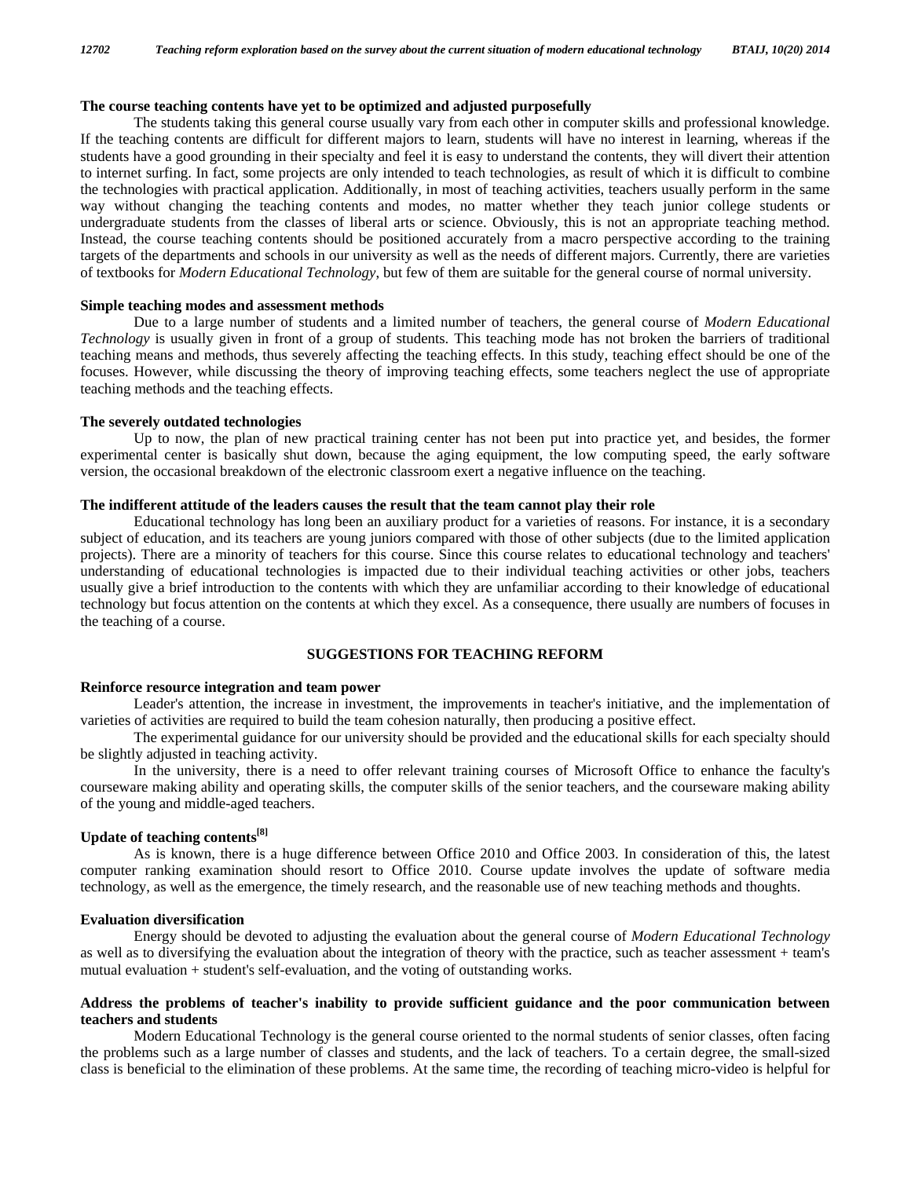### The course teaching contents have yet to be optimized and adjusted purposefully

The students taking this general course usually vary from each other in computer skills and professional knowledge. If the teaching contents are difficult for different majors to learn, students will have no interest in learning, whereas if the students have a good grounding in their specialty and feel it is easy to understand the contents, they will divert their attention to internet surfing. In fact, some projects are only intended to teach technologies, as result of which it is difficult to combine the technologies with practical application. Additionally, in most of teaching activities, teachers usually perform in the same way without changing the teaching contents and modes, no matter whether they teach junior college students or undergraduate students from the classes of liberal arts or science. Obviously, this is not an appropriate teaching method. Instead, the course teaching contents should be positioned accurately from a macro perspective according to the training targets of the departments and schools in our university as well as the needs of different majors. Currently, there are varieties of textbooks for *Modern Educational Technology*, but few of them are suitable for the general course of normal university.

### Simple teaching modes and assessment methods

Due to a large number of students and a limited number of teachers, the general course of *Modern Educational Technology* is usually given in front of a group of students. This teaching mode has not broken the barriers of traditional teaching means and methods, thus severely affecting the teaching effects. In this study, teaching effect should be one of the focuses. However, while discussing the theory of improving teaching effects, some teachers neglect the use of appropriate teaching methods and the teaching effects.

### The severely outdated technologies

Up to now, the plan of new practical training center has not been put into practice yet, and besides, the former experimental center is basically shut down, because the aging equipment, the low computing speed, the early software version, the occasional breakdown of the electronic classroom exert a negative influence on the teaching.

### The indifferent attitude of the leaders causes the result that the team cannot play their role

Educational technology has long been an auxiliary product for a varieties of reasons. For instance, it is a secondary subject of education, and its teachers are young juniors compared with those of other subjects (due to the limited application projects). There are a minority of teachers for this course. Since this course relates to educational technology and teachers' understanding of educational technologies is impacted due to their individual teaching activities or other jobs, teachers usually give a brief introduction to the contents with which they are unfamiliar according to their knowledge of educational technology but focus attention on the contents at which they excel. As a consequence, there usually are numbers of focuses in the teaching of a course.

## SUGGESTIONS FOR TEACHING REFORM

### Reinforce resource integration and team power

Leader's attention, the increase in investment, the improvements in teacher's initiative, and the implementation of varieties of activities are required to build the team cohesion naturally, then producing a positive effect.

The experimental guidance for our university should be provided and the educational skills for each specialty should be slightly adjusted in teaching activity.

In the university, there is a need to offer relevant training courses of Microsoft Office to enhance the faculty's courseware making ability and operating skills, the computer skills of the senior teachers, and the courseware making ability of the young and middle-aged teachers.

### Update of teaching contents[8]

As is known, there is a huge difference between Office 2010 and Office 2003. In consideration of this, the latest computer ranking examination should resort to Office 2010. Course update involves the update of software media technology, as well as the emergence, the timely research, and the reasonable use of new teaching methods and thoughts.

### Evaluation diversification

Energy should be devoted to adjusting the evaluation about the general course of *Modern Educational Technology* as well as to diversifying the evaluation about the integration of theory with the practice, such as teacher assessment + team's mutual evaluation + student's self-evaluation, and the voting of outstanding works.

### Address the problems of teacher's inability to provide sufficient guidance and the poor communication between teachers and students

Modern Educational Technology is the general course oriented to the normal students of senior classes, often facing the problems such as a large number of classes and students, and the lack of teachers. To a certain degree, the small-sized class is beneficial to the elimination of these problems. At the same time, the recording of teaching micro-video is helpful for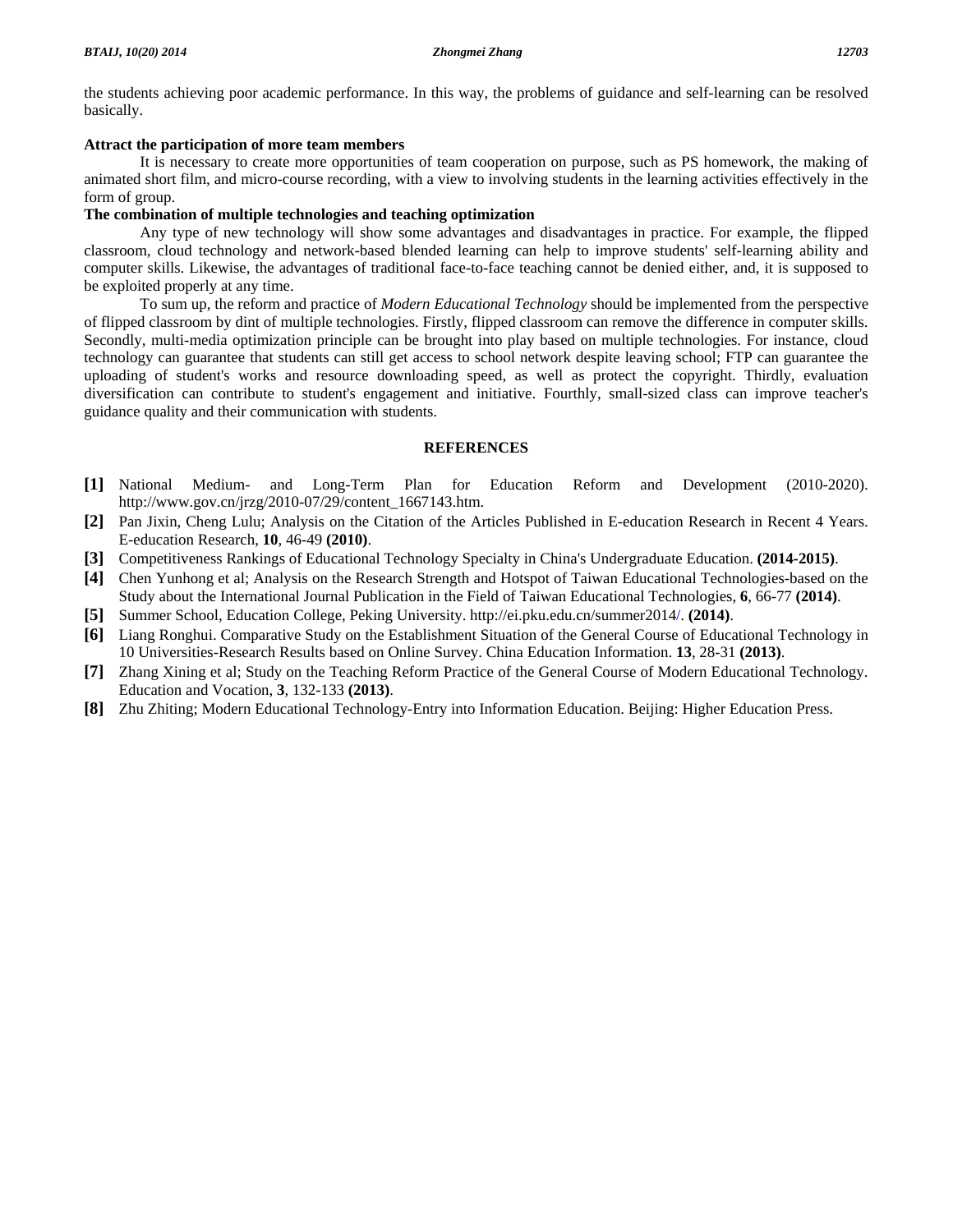the students achieving poor academic performance. In this way, the problems of guidance and self-learning can be resolved basically.

**Attract the participation of more team members**

It is necessary to create more opportunities of team cooperation on purpose, such as PS homework, the making of animated short film, and micro-course recording, with a view to involving students in the learning activities effectively in the form of group.

**The combination of multiple technologies and teaching optimization**

Any type of new technology will show some advantages and disadvantages in practice. For example, the flipped classroom, cloud technology and network-based blended learning can help to improve students' self-learning ability and computer skills. Likewise, the advantages of traditional face-to-face teaching cannot be denied either, and, it is supposed to be exploited properly at any time.

To sum up, the reform and practice of *Modern Educational Technology* should be implemented from the perspective of flipped classroom by dint of multiple technologies. Firstly, flipped classroom can remove the difference in computer skills. Secondly, multi-media optimization principle can be brought into play based on multiple technologies. For instance, cloud technology can guarantee that students can still get access to school network despite leaving school; FTP can guarantee the uploading of student's works and resource downloading speed, as well as protect the copyright. Thirdly, evaluation diversification can contribute to student's engagement and initiative. Fourthly, small-sized class can improve teacher's guidance quality and their communication with students.

## REFERENCES

**[1]** National Medium- and Long-Term Plan for Education Reform and Development (2010-2020). http://www.gov.cn/jrzg/2010-07/29/content_1667143.htm.

**[2]** Pan Jixin, Cheng Lulu; Analysis on the Citation of the Articles Published in E-education Research in Recent 4 Years. E-education Research, **10**, 46-49 **(2010)**.

**[3]** Competitiveness Rankings of Educational Technology Specialty in China's Undergraduate Education. **(2014-2015)**.

**[4]** Chen Yunhong et al; Analysis on the Research Strength and Hotspot of Taiwan Educational Technologies-based on the Study about the International Journal Publication in the Field of Taiwan Educational Technologies, **6**, 66-77 **(2014)**.

**[5]** Summer School, Education College, Peking University. http://ei.pku.edu.cn/summer2014/. **(2014)**.

**[6]** Liang Ronghui. Comparative Study on the Establishment Situation of the General Course of Educational Technology in 10 Universities-Research Results based on Online Survey. China Education Information. **13**, 28-31 **(2013)**.

**[7]** Zhang Xining et al; Study on the Teaching Reform Practice of the General Course of Modern Educational Technology. Education and Vocation, **3**, 132-133 **(2013)**.

**[8]** Zhu Zhiting; Modern Educational Technology-Entry into Information Education. Beijing: Higher Education Press.